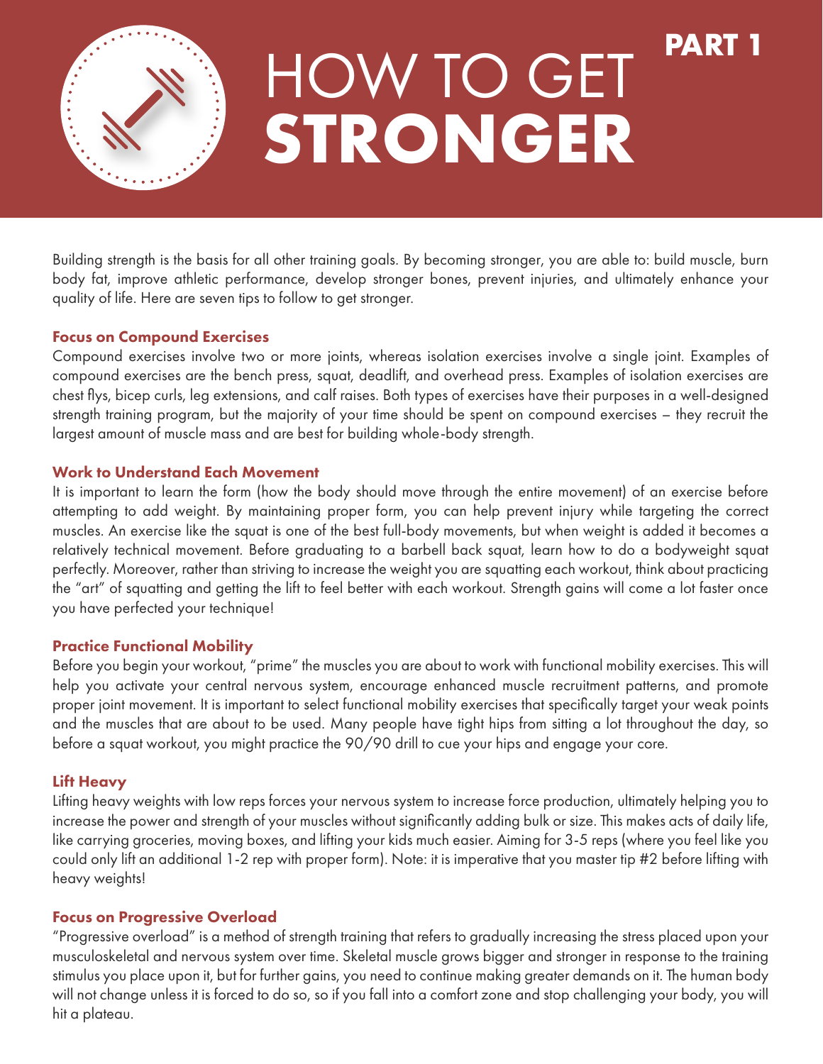# HOW TO GET STRONGER

**PART 1**

Building strength is the basis for all other training goals. By becoming stronger, you are able to: build muscle, burn body fat, improve athletic performance, develop stronger bones, prevent injuries, and ultimately enhance your quality of life. Here are seven tips to follow to get stronger.

### Focus on Compound Exercises

Compound exercises involve two or more joints, whereas isolation exercises involve a single joint. Examples of compound exercises are the bench press, squat, deadlift, and overhead press. Examples of isolation exercises are chest flys, bicep curls, leg extensions, and calf raises. Both types of exercises have their purposes in a well-designed strength training program, but the majority of your time should be spent on compound exercises – they recruit the largest amount of muscle mass and are best for building whole-body strength.

### Work to Understand Each Movement

It is important to learn the form (how the body should move through the entire movement) of an exercise before attempting to add weight. By maintaining proper form, you can help prevent injury while targeting the correct muscles. An exercise like the squat is one of the best full-body movements, but when weight is added it becomes a relatively technical movement. Before graduating to a barbell back squat, learn how to do a bodyweight squat perfectly. Moreover, rather than striving to increase the weight you are squatting each workout, think about practicing the "art" of squatting and getting the lift to feel better with each workout. Strength gains will come a lot faster once you have perfected your technique!

### Practice Functional Mobility

Before you begin your workout, "prime" the muscles you are about to work with functional mobility exercises. This will help you activate your central nervous system, encourage enhanced muscle recruitment patterns, and promote proper joint movement. It is important to select functional mobility exercises that specifically target your weak points and the muscles that are about to be used. Many people have tight hips from sitting a lot throughout the day, so before a squat workout, you might practice the 90/90 drill to cue your hips and engage your core.

### Lift Heavy

Lifting heavy weights with low reps forces your nervous system to increase force production, ultimately helping you to increase the power and strength of your muscles without significantly adding bulk or size. This makes acts of daily life, like carrying groceries, moving boxes, and lifting your kids much easier. Aiming for 3-5 reps (where you feel like you could only lift an additional 1-2 rep with proper form). Note: it is imperative that you master tip #2 before lifting with heavy weights!

### Focus on Progressive Overload

"Progressive overload" is a method of strength training that refers to gradually increasing the stress placed upon your musculoskeletal and nervous system over time. Skeletal muscle grows bigger and stronger in response to the training stimulus you place upon it, but for further gains, you need to continue making greater demands on it. The human body will not change unless it is forced to do so, so if you fall into a comfort zone and stop challenging your body, you will hit a plateau.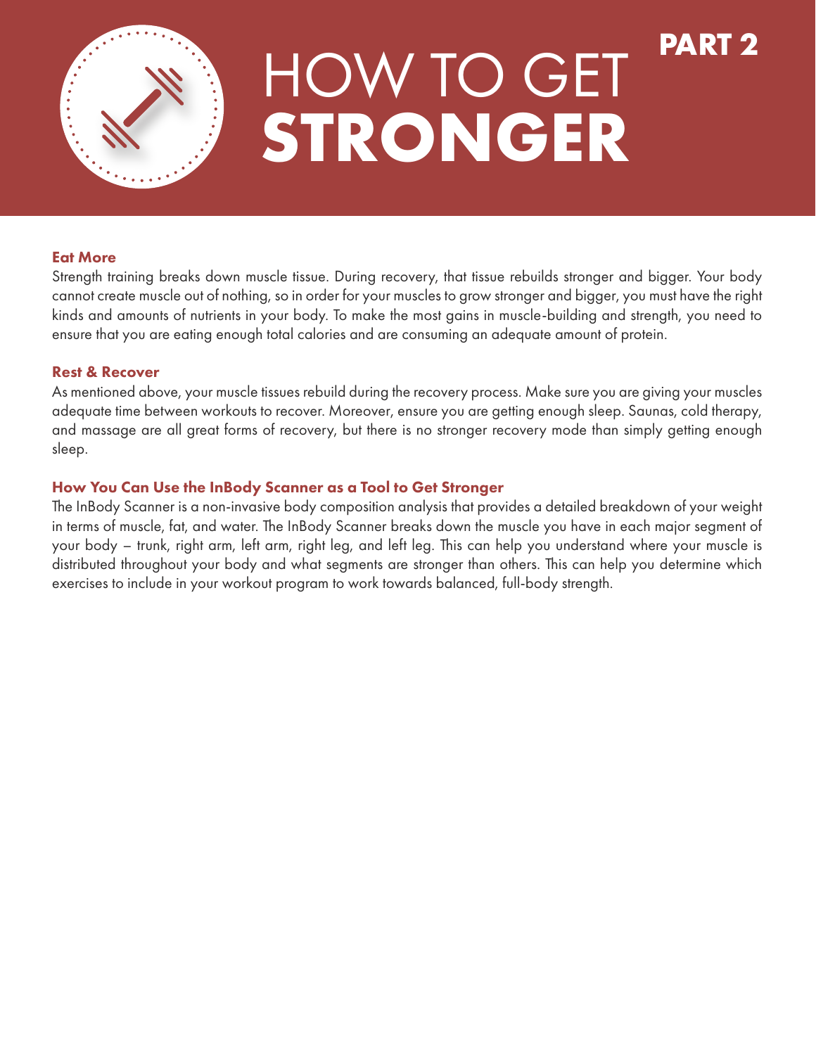# HOW TO GET STRONGER

**PART 2**

### Eat More

Strength training breaks down muscle tissue. During recovery, that tissue rebuilds stronger and bigger. Your body cannot create muscle out of nothing, so in order for your muscles to grow stronger and bigger, you must have the right kinds and amounts of nutrients in your body. To make the most gains in muscle-building and strength, you need to ensure that you are eating enough total calories and are consuming an adequate amount of protein.

### Rest & Recover

As mentioned above, your muscle tissues rebuild during the recovery process. Make sure you are giving your muscles adequate time between workouts to recover. Moreover, ensure you are getting enough sleep. Saunas, cold therapy, and massage are all great forms of recovery, but there is no stronger recovery mode than simply getting enough sleep.

### How You Can Use the InBody Scanner as a Tool to Get Stronger

The InBody Scanner is a non-invasive body composition analysis that provides a detailed breakdown of your weight in terms of muscle, fat, and water. The InBody Scanner breaks down the muscle you have in each major segment of your body – trunk, right arm, left arm, right leg, and left leg. This can help you understand where your muscle is distributed throughout your body and what segments are stronger than others. This can help you determine which exercises to include in your workout program to work towards balanced, full-body strength.